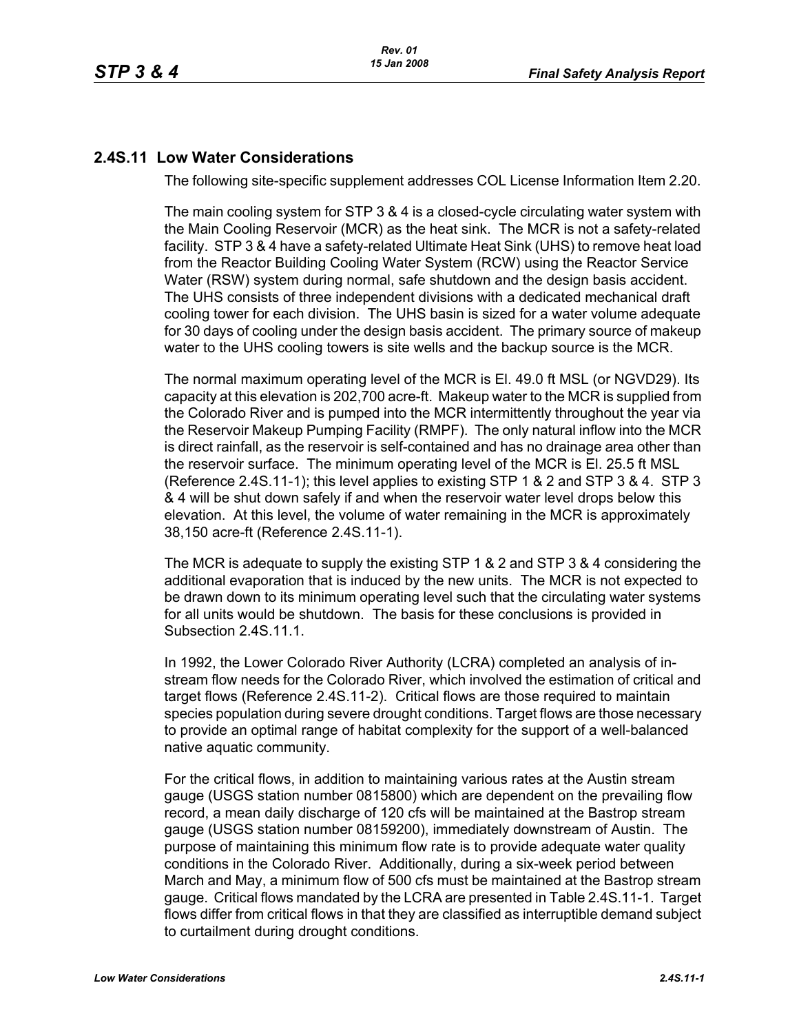## 2.4S.11 Low Water Considerations

The following site-specific supplement addresses COL License Information Item 2.20.

The main cooling system for STP 3 & 4 is a closed-cycle circulating water system with the Main Cooling Reservoir (MCR) as the heat sink. The MCR is not a safety-related facility. STP 3 & 4 have a safety-related Ultimate Heat Sink (UHS) to remove heat load from the Reactor Building Cooling Water System (RCW) using the Reactor Service Water (RSW) system during normal, safe shutdown and the design basis accident. The UHS consists of three independent divisions with a dedicated mechanical draft cooling tower for each division. The UHS basin is sized for a water volume adequate for 30 days of cooling under the design basis accident. The primary source of makeup water to the UHS cooling towers is site wells and the backup source is the MCR.

The normal maximum operating level of the MCR is El. 49.0 ft MSL (or NGVD29). Its capacity at this elevation is 202,700 acre-ft. Makeup water to the MCR is supplied from the Colorado River and is pumped into the MCR intermittently throughout the year via the Reservoir Makeup Pumping Facility (RMPF). The only natural inflow into the MCR is direct rainfall, as the reservoir is self-contained and has no drainage area other than the reservoir surface. The minimum operating level of the MCR is El. 25.5 ft MSL (Reference 2.4S.11-1); this level applies to existing STP 1 & 2 and STP 3 & 4. STP 3 & 4 will be shut down safely if and when the reservoir water level drops below this elevation. At this level, the volume of water remaining in the MCR is approximately 38,150 acre-ft (Reference 2.4S.11-1).

The MCR is adequate to supply the existing STP 1 & 2 and STP 3 & 4 considering the additional evaporation that is induced by the new units. The MCR is not expected to be drawn down to its minimum operating level such that the circulating water systems for all units would be shutdown. The basis for these conclusions is provided in Subsection 2.4S.11.1.

In 1992, the Lower Colorado River Authority (LCRA) completed an analysis of in-stream flow needs for the Colorado River, which involved the estimation of critical and target flows (Reference 2.4S.11-2). Critical flows are those required to maintain species population during severe drought conditions. Target flows are those necessary to provide an optimal range of habitat complexity for the support of a well-balanced native aquatic community.

For the critical flows, in addition to maintaining various rates at the Austin stream gauge (USGS station number 0815800) which are dependent on the prevailing flow record, a mean daily discharge of 120 cfs will be maintained at the Bastrop stream gauge (USGS station number 08159200), immediately downstream of Austin. The purpose of maintaining this minimum flow rate is to provide adequate water quality conditions in the Colorado River. Additionally, during a six-week period between March and May, a minimum flow of 500 cfs must be maintained at the Bastrop stream gauge. Critical flows mandated by the LCRA are presented in Table 2.4S.11-1. Target flows differ from critical flows in that they are classified as interruptible demand subject to curtailment during drought conditions.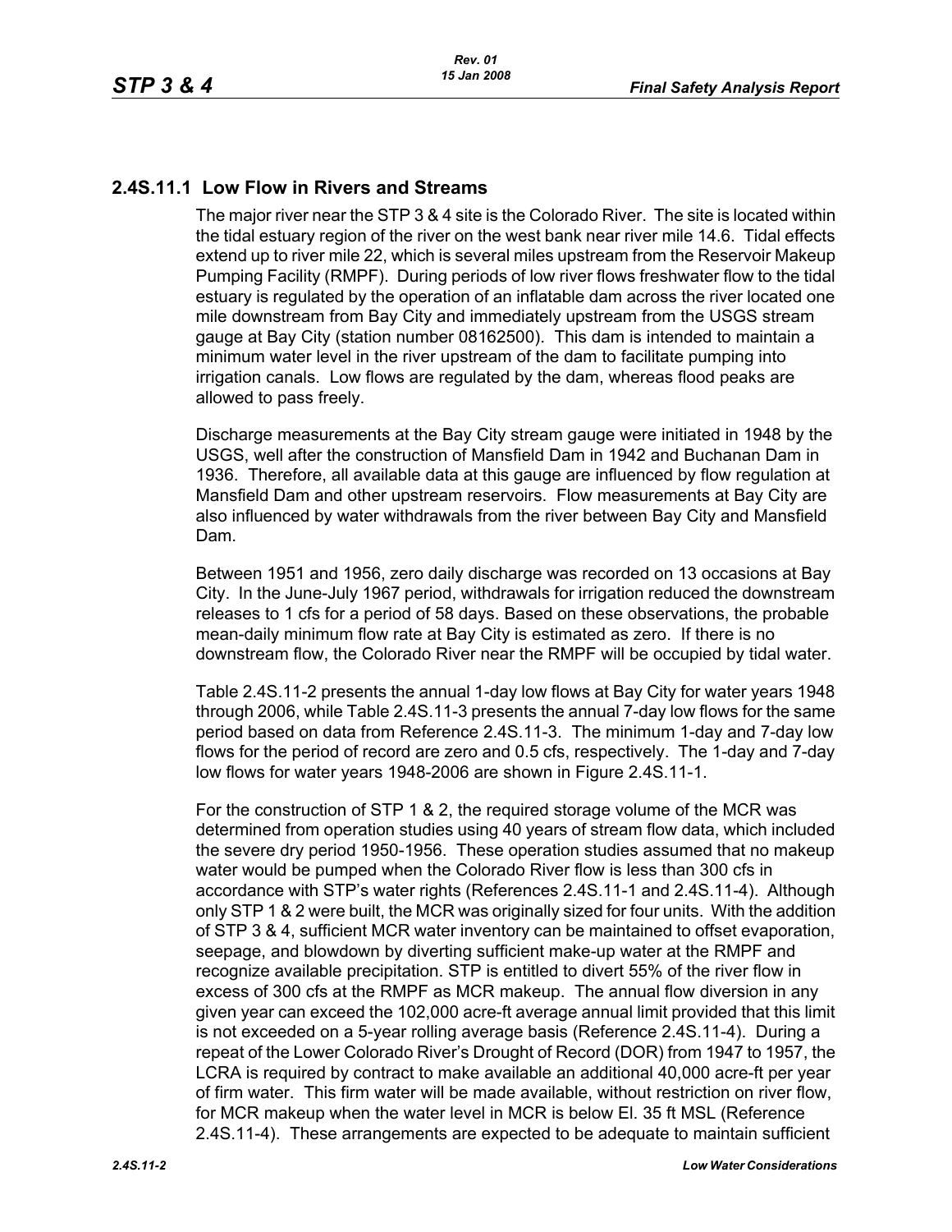## 2.4S.11.1 Low Flow in Rivers and Streams

The major river near the STP 3 & 4 site is the Colorado River. The site is located within the tidal estuary region of the river on the west bank near river mile 14.6. Tidal effects extend up to river mile 22, which is several miles upstream from the Reservoir Makeup Pumping Facility (RMPF). During periods of low river flows freshwater flow to the tidal estuary is regulated by the operation of an inflatable dam across the river located one mile downstream from Bay City and immediately upstream from the USGS stream gauge at Bay City (station number 08162500). This dam is intended to maintain a minimum water level in the river upstream of the dam to facilitate pumping into irrigation canals. Low flows are regulated by the dam, whereas flood peaks are allowed to pass freely.

Discharge measurements at the Bay City stream gauge were initiated in 1948 by the USGS, well after the construction of Mansfield Dam in 1942 and Buchanan Dam in 1936. Therefore, all available data at this gauge are influenced by flow regulation at Mansfield Dam and other upstream reservoirs. Flow measurements at Bay City are also influenced by water withdrawals from the river between Bay City and Mansfield Dam.

Between 1951 and 1956, zero daily discharge was recorded on 13 occasions at Bay City. In the June-July 1967 period, withdrawals for irrigation reduced the downstream releases to 1 cfs for a period of 58 days. Based on these observations, the probable mean-daily minimum flow rate at Bay City is estimated as zero. If there is no downstream flow, the Colorado River near the RMPF will be occupied by tidal water.

Table 2.4S.11-2 presents the annual 1-day low flows at Bay City for water years 1948 through 2006, while Table 2.4S.11-3 presents the annual 7-day low flows for the same period based on data from Reference 2.4S.11-3. The minimum 1-day and 7-day low flows for the period of record are zero and 0.5 cfs, respectively. The 1-day and 7-day low flows for water years 1948-2006 are shown in Figure 2.4S.11-1.

For the construction of STP 1 & 2, the required storage volume of the MCR was determined from operation studies using 40 years of stream flow data, which included the severe dry period 1950-1956. These operation studies assumed that no makeup water would be pumped when the Colorado River flow is less than 300 cfs in accordance with STP's water rights (References 2.4S.11-1 and 2.4S.11-4). Although only STP 1 & 2 were built, the MCR was originally sized for four units. With the addition of STP 3 & 4, sufficient MCR water inventory can be maintained to offset evaporation, seepage, and blowdown by diverting sufficient make-up water at the RMPF and recognize available precipitation. STP is entitled to divert 55% of the river flow in excess of 300 cfs at the RMPF as MCR makeup. The annual flow diversion in any given year can exceed the 102,000 acre-ft average annual limit provided that this limit is not exceeded on a 5-year rolling average basis (Reference 2.4S.11-4). During a repeat of the Lower Colorado River's Drought of Record (DOR) from 1947 to 1957, the LCRA is required by contract to make available an additional 40,000 acre-ft per year of firm water. This firm water will be made available, without restriction on river flow, for MCR makeup when the water level in MCR is below El. 35 ft MSL (Reference 2.4S.11-4). These arrangements are expected to be adequate to maintain sufficient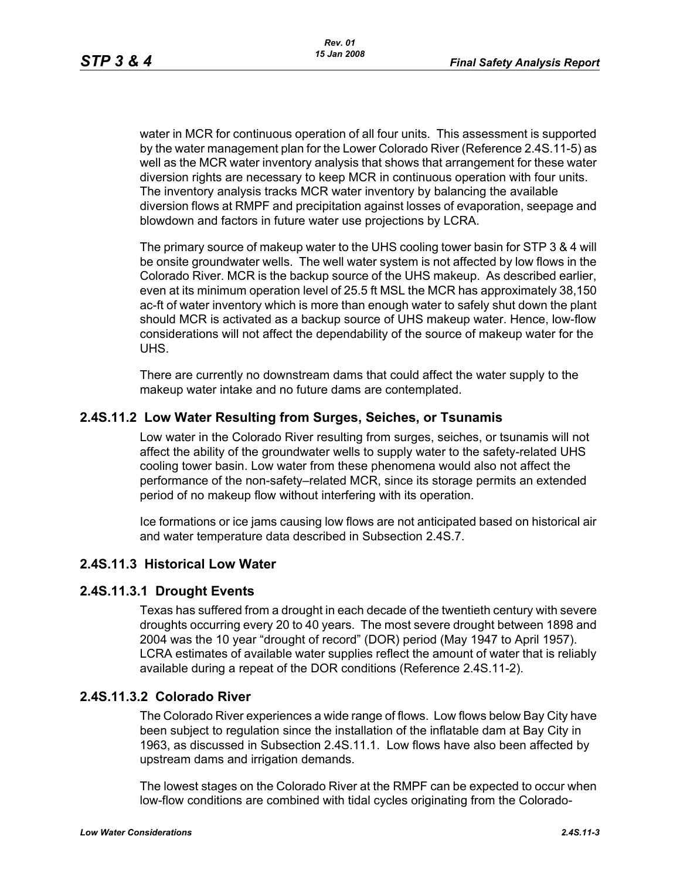water in MCR for continuous operation of all four units. This assessment is supported by the water management plan for the Lower Colorado River (Reference 2.4S.11-5) as well as the MCR water inventory analysis that shows that arrangement for these water diversion rights are necessary to keep MCR in continuous operation with four units. The inventory analysis tracks MCR water inventory by balancing the available diversion flows at RMPF and precipitation against losses of evaporation, seepage and blowdown and factors in future water use projections by LCRA.

The primary source of makeup water to the UHS cooling tower basin for STP 3 & 4 will be onsite groundwater wells. The well water system is not affected by low flows in the Colorado River. MCR is the backup source of the UHS makeup. As described earlier, even at its minimum operation level of 25.5 ft MSL the MCR has approximately 38,150 ac-ft of water inventory which is more than enough water to safely shut down the plant should MCR is activated as a backup source of UHS makeup water. Hence, low-flow considerations will not affect the dependability of the source of makeup water for the UHS.

There are currently no downstream dams that could affect the water supply to the makeup water intake and no future dams are contemplated.

## 2.4S.11.2 Low Water Resulting from Surges, Seiches, or Tsunamis

Low water in the Colorado River resulting from surges, seiches, or tsunamis will not affect the ability of the groundwater wells to supply water to the safety-related UHS cooling tower basin. Low water from these phenomena would also not affect the performance of the non-safety–related MCR, since its storage permits an extended period of no makeup flow without interfering with its operation.

Ice formations or ice jams causing low flows are not anticipated based on historical air and water temperature data described in Subsection 2.4S.7.

## 2.4S.11.3 Historical Low Water

### 2.4S.11.3.1 Drought Events

Texas has suffered from a drought in each decade of the twentieth century with severe droughts occurring every 20 to 40 years. The most severe drought between 1898 and 2004 was the 10 year "drought of record" (DOR) period (May 1947 to April 1957). LCRA estimates of available water supplies reflect the amount of water that is reliably available during a repeat of the DOR conditions (Reference 2.4S.11-2).

### 2.4S.11.3.2 Colorado River

The Colorado River experiences a wide range of flows. Low flows below Bay City have been subject to regulation since the installation of the inflatable dam at Bay City in 1963, as discussed in Subsection 2.4S.11.1. Low flows have also been affected by upstream dams and irrigation demands.

The lowest stages on the Colorado River at the RMPF can be expected to occur when low-flow conditions are combined with tidal cycles originating from the Colorado-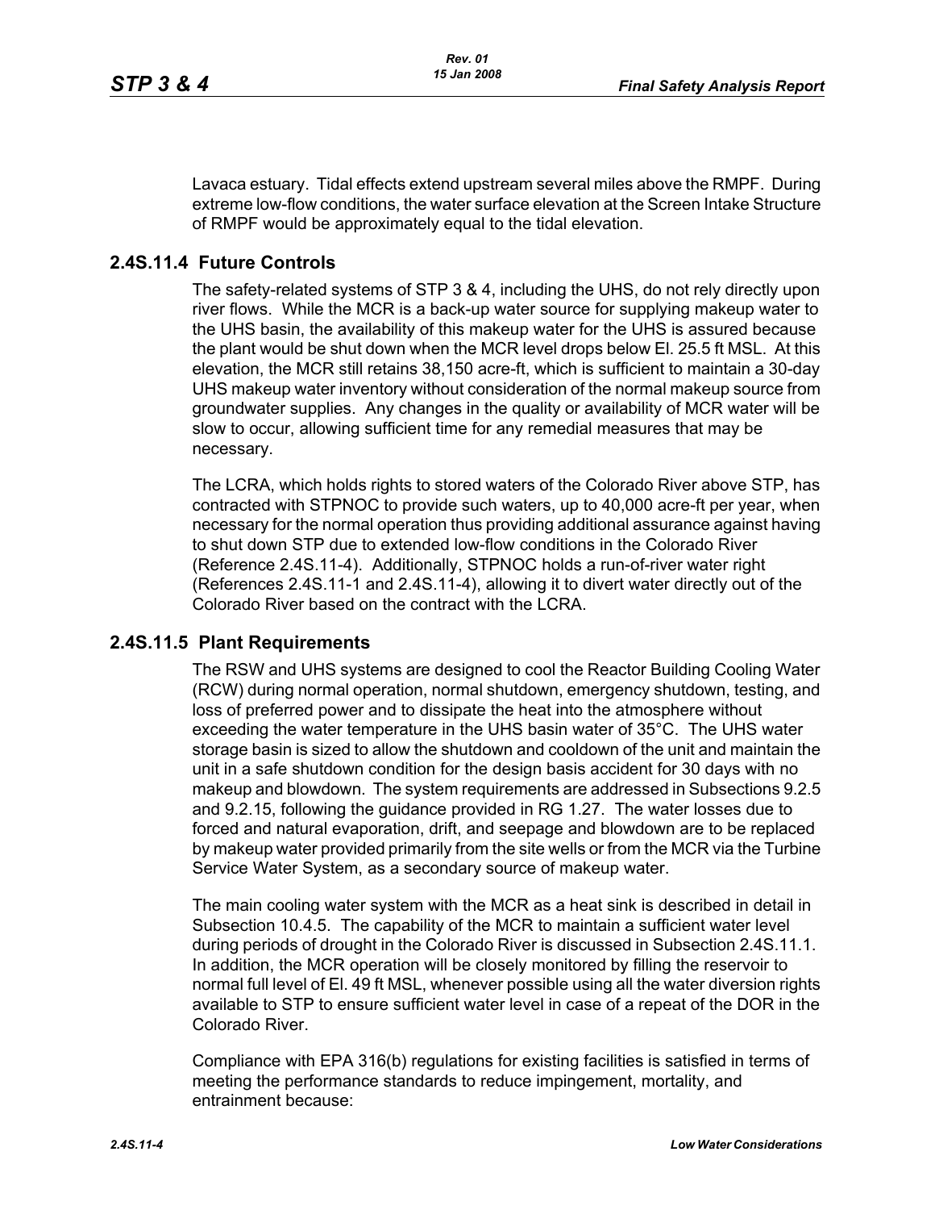Lavaca estuary. Tidal effects extend upstream several miles above the RMPF. During extreme low-flow conditions, the water surface elevation at the Screen Intake Structure of RMPF would be approximately equal to the tidal elevation.

## 2.4S.11.4 Future Controls

The safety-related systems of STP 3 & 4, including the UHS, do not rely directly upon river flows. While the MCR is a back-up water source for supplying makeup water to the UHS basin, the availability of this makeup water for the UHS is assured because the plant would be shut down when the MCR level drops below El. 25.5 ft MSL. At this elevation, the MCR still retains 38,150 acre-ft, which is sufficient to maintain a 30-day UHS makeup water inventory without consideration of the normal makeup source from groundwater supplies. Any changes in the quality or availability of MCR water will be slow to occur, allowing sufficient time for any remedial measures that may be necessary.

The LCRA, which holds rights to stored waters of the Colorado River above STP, has contracted with STPNOC to provide such waters, up to 40,000 acre-ft per year, when necessary for the normal operation thus providing additional assurance against having to shut down STP due to extended low-flow conditions in the Colorado River (Reference 2.4S.11-4). Additionally, STPNOC holds a run-of-river water right (References 2.4S.11-1 and 2.4S.11-4), allowing it to divert water directly out of the Colorado River based on the contract with the LCRA.

## 2.4S.11.5 Plant Requirements

The RSW and UHS systems are designed to cool the Reactor Building Cooling Water (RCW) during normal operation, normal shutdown, emergency shutdown, testing, and loss of preferred power and to dissipate the heat into the atmosphere without exceeding the water temperature in the UHS basin water of 35°C. The UHS water storage basin is sized to allow the shutdown and cooldown of the unit and maintain the unit in a safe shutdown condition for the design basis accident for 30 days with no makeup and blowdown. The system requirements are addressed in Subsections 9.2.5 and 9.2.15, following the guidance provided in RG 1.27. The water losses due to forced and natural evaporation, drift, and seepage and blowdown are to be replaced by makeup water provided primarily from the site wells or from the MCR via the Turbine Service Water System, as a secondary source of makeup water.

The main cooling water system with the MCR as a heat sink is described in detail in Subsection 10.4.5. The capability of the MCR to maintain a sufficient water level during periods of drought in the Colorado River is discussed in Subsection 2.4S.11.1. In addition, the MCR operation will be closely monitored by filling the reservoir to normal full level of El. 49 ft MSL, whenever possible using all the water diversion rights available to STP to ensure sufficient water level in case of a repeat of the DOR in the Colorado River.

Compliance with EPA 316(b) regulations for existing facilities is satisfied in terms of meeting the performance standards to reduce impingement, mortality, and entrainment because: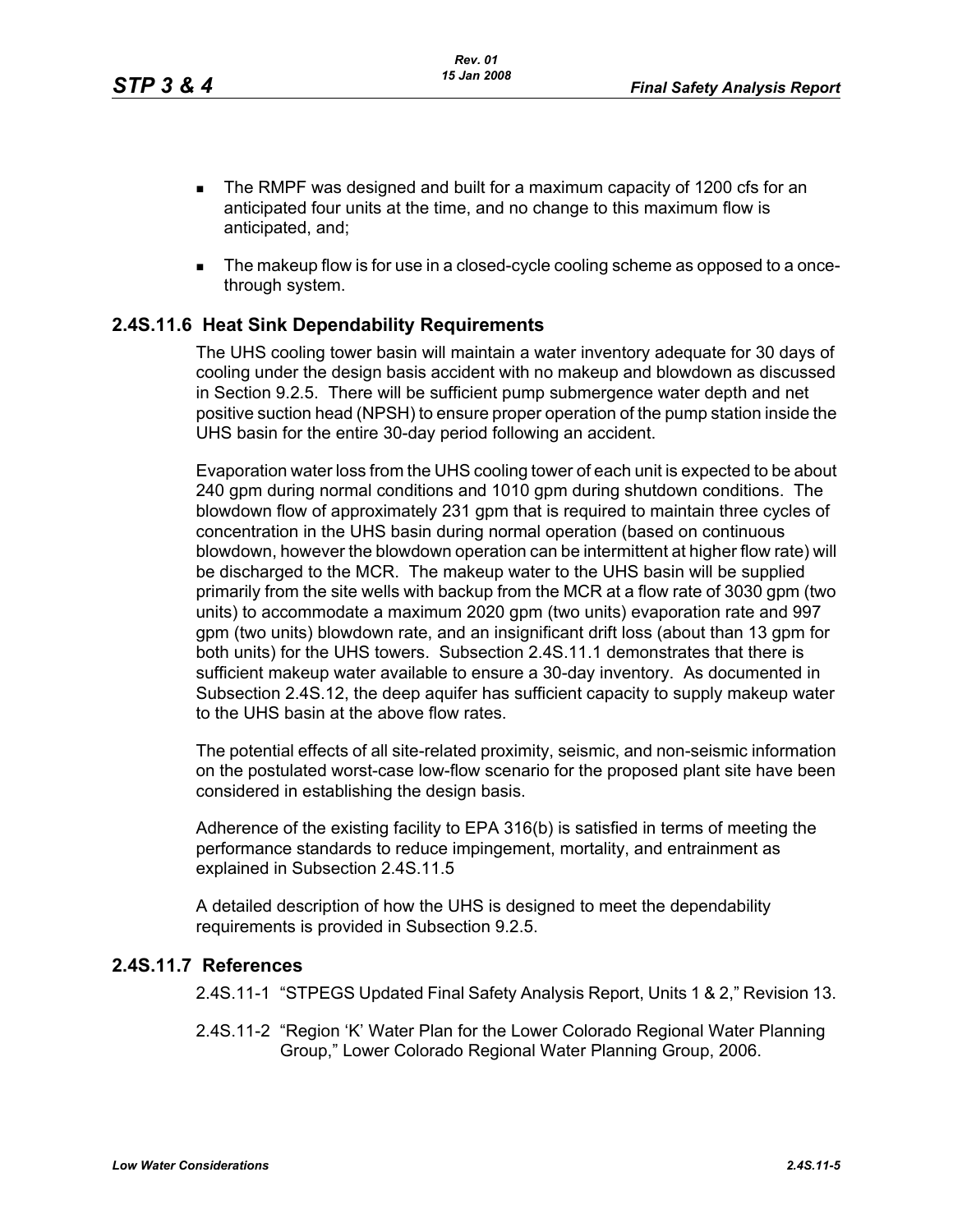- The RMPF was designed and built for a maximum capacity of 1200 cfs for an anticipated four units at the time, and no change to this maximum flow is anticipated, and;
- The makeup flow is for use in a closed-cycle cooling scheme as opposed to a once-through system.

## 2.4S.11.6 Heat Sink Dependability Requirements

The UHS cooling tower basin will maintain a water inventory adequate for 30 days of cooling under the design basis accident with no makeup and blowdown as discussed in Section 9.2.5. There will be sufficient pump submergence water depth and net positive suction head (NPSH) to ensure proper operation of the pump station inside the UHS basin for the entire 30-day period following an accident.

Evaporation water loss from the UHS cooling tower of each unit is expected to be about 240 gpm during normal conditions and 1010 gpm during shutdown conditions. The blowdown flow of approximately 231 gpm that is required to maintain three cycles of concentration in the UHS basin during normal operation (based on continuous blowdown, however the blowdown operation can be intermittent at higher flow rate) will be discharged to the MCR. The makeup water to the UHS basin will be supplied primarily from the site wells with backup from the MCR at a flow rate of 3030 gpm (two units) to accommodate a maximum 2020 gpm (two units) evaporation rate and 997 gpm (two units) blowdown rate, and an insignificant drift loss (about than 13 gpm for both units) for the UHS towers. Subsection 2.4S.11.1 demonstrates that there is sufficient makeup water available to ensure a 30-day inventory. As documented in Subsection 2.4S.12, the deep aquifer has sufficient capacity to supply makeup water to the UHS basin at the above flow rates.

The potential effects of all site-related proximity, seismic, and non-seismic information on the postulated worst-case low-flow scenario for the proposed plant site have been considered in establishing the design basis.

Adherence of the existing facility to EPA 316(b) is satisfied in terms of meeting the performance standards to reduce impingement, mortality, and entrainment as explained in Subsection 2.4S.11.5

A detailed description of how the UHS is designed to meet the dependability requirements is provided in Subsection 9.2.5.

## 2.4S.11.7 References

2.4S.11-1 "STPEGS Updated Final Safety Analysis Report, Units 1 & 2," Revision 13.

2.4S.11-2 "Region 'K' Water Plan for the Lower Colorado Regional Water Planning Group," Lower Colorado Regional Water Planning Group, 2006.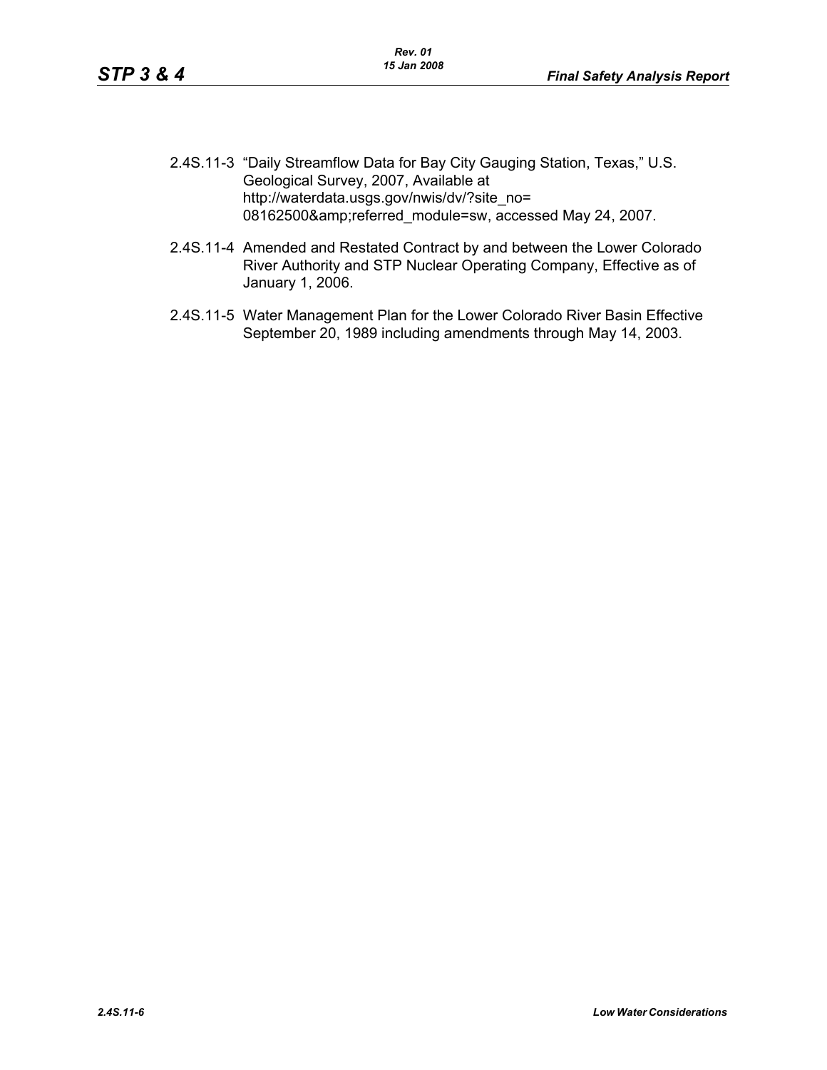2.4S.11-3 "Daily Streamflow Data for Bay City Gauging Station, Texas," U.S. Geological Survey, 2007, Available at http://waterdata.usgs.gov/nwis/dv/?site_no= 08162500&amp;referred_module=sw, accessed May 24, 2007.

2.4S.11-4 Amended and Restated Contract by and between the Lower Colorado River Authority and STP Nuclear Operating Company, Effective as of January 1, 2006.

2.4S.11-5 Water Management Plan for the Lower Colorado River Basin Effective September 20, 1989 including amendments through May 14, 2003.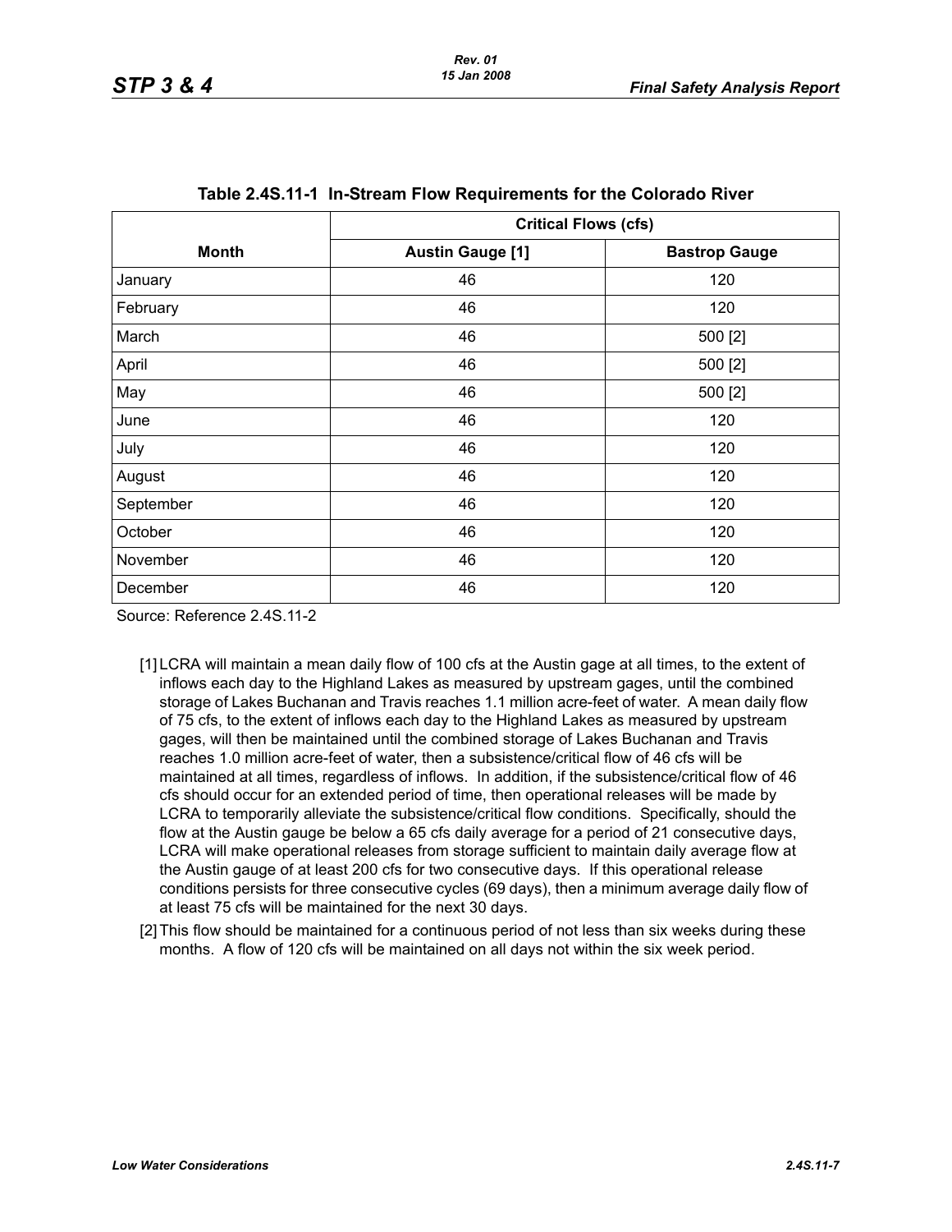**Table 2.4S.11-1 In-Stream Flow Requirements for the Colorado River**

| | Critical Flows (cfs) | |
|---|---|---|
| **Month** | **Austin Gauge [1]** | **Bastrop Gauge** |
| January | 46 | 120 |
| February | 46 | 120 |
| March | 46 | 500 [2] |
| April | 46 | 500 [2] |
| May | 46 | 500 [2] |
| June | 46 | 120 |
| July | 46 | 120 |
| August | 46 | 120 |
| September | 46 | 120 |
| October | 46 | 120 |
| November | 46 | 120 |
| December | 46 | 120 |

Source: Reference 2.4S.11-2

[1] LCRA will maintain a mean daily flow of 100 cfs at the Austin gage at all times, to the extent of inflows each day to the Highland Lakes as measured by upstream gages, until the combined storage of Lakes Buchanan and Travis reaches 1.1 million acre-feet of water. A mean daily flow of 75 cfs, to the extent of inflows each day to the Highland Lakes as measured by upstream gages, will then be maintained until the combined storage of Lakes Buchanan and Travis reaches 1.0 million acre-feet of water, then a subsistence/critical flow of 46 cfs will be maintained at all times, regardless of inflows. In addition, if the subsistence/critical flow of 46 cfs should occur for an extended period of time, then operational releases will be made by LCRA to temporarily alleviate the subsistence/critical flow conditions. Specifically, should the flow at the Austin gauge be below a 65 cfs daily average for a period of 21 consecutive days, LCRA will make operational releases from storage sufficient to maintain daily average flow at the Austin gauge of at least 200 cfs for two consecutive days. If this operational release conditions persists for three consecutive cycles (69 days), then a minimum average daily flow of at least 75 cfs will be maintained for the next 30 days.

[2] This flow should be maintained for a continuous period of not less than six weeks during these months. A flow of 120 cfs will be maintained on all days not within the six week period.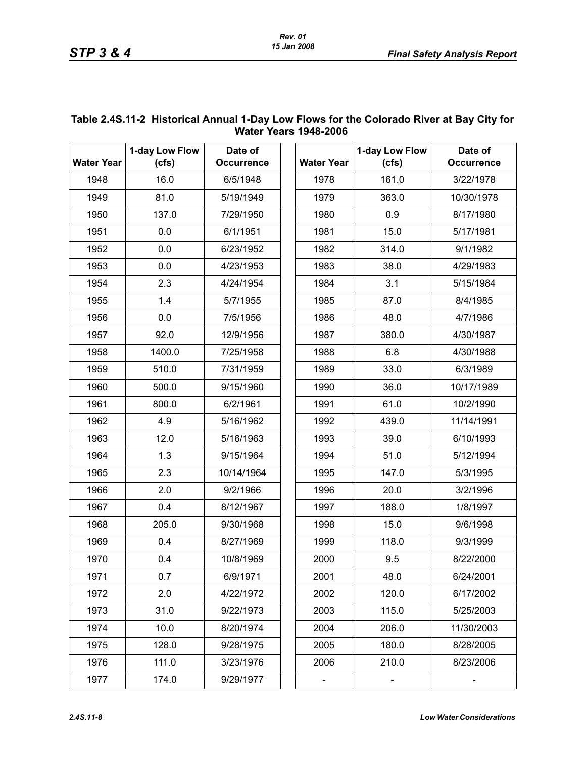**Table 2.4S.11-2 Historical Annual 1-Day Low Flows for the Colorado River at Bay City for Water Years 1948-2006**

| Water Year | 1-day Low Flow (cfs) | Date of Occurrence | Water Year | 1-day Low Flow (cfs) | Date of Occurrence |
|---|---|---|---|---|---|
| 1948 | 16.0 | 6/5/1948 | 1978 | 161.0 | 3/22/1978 |
| 1949 | 81.0 | 5/19/1949 | 1979 | 363.0 | 10/30/1978 |
| 1950 | 137.0 | 7/29/1950 | 1980 | 0.9 | 8/17/1980 |
| 1951 | 0.0 | 6/1/1951 | 1981 | 15.0 | 5/17/1981 |
| 1952 | 0.0 | 6/23/1952 | 1982 | 314.0 | 9/1/1982 |
| 1953 | 0.0 | 4/23/1953 | 1983 | 38.0 | 4/29/1983 |
| 1954 | 2.3 | 4/24/1954 | 1984 | 3.1 | 5/15/1984 |
| 1955 | 1.4 | 5/7/1955 | 1985 | 87.0 | 8/4/1985 |
| 1956 | 0.0 | 7/5/1956 | 1986 | 48.0 | 4/7/1986 |
| 1957 | 92.0 | 12/9/1956 | 1987 | 380.0 | 4/30/1987 |
| 1958 | 1400.0 | 7/25/1958 | 1988 | 6.8 | 4/30/1988 |
| 1959 | 510.0 | 7/31/1959 | 1989 | 33.0 | 6/3/1989 |
| 1960 | 500.0 | 9/15/1960 | 1990 | 36.0 | 10/17/1989 |
| 1961 | 800.0 | 6/2/1961 | 1991 | 61.0 | 10/2/1990 |
| 1962 | 4.9 | 5/16/1962 | 1992 | 439.0 | 11/14/1991 |
| 1963 | 12.0 | 5/16/1963 | 1993 | 39.0 | 6/10/1993 |
| 1964 | 1.3 | 9/15/1964 | 1994 | 51.0 | 5/12/1994 |
| 1965 | 2.3 | 10/14/1964 | 1995 | 147.0 | 5/3/1995 |
| 1966 | 2.0 | 9/2/1966 | 1996 | 20.0 | 3/2/1996 |
| 1967 | 0.4 | 8/12/1967 | 1997 | 188.0 | 1/8/1997 |
| 1968 | 205.0 | 9/30/1968 | 1998 | 15.0 | 9/6/1998 |
| 1969 | 0.4 | 8/27/1969 | 1999 | 118.0 | 9/3/1999 |
| 1970 | 0.4 | 10/8/1969 | 2000 | 9.5 | 8/22/2000 |
| 1971 | 0.7 | 6/9/1971 | 2001 | 48.0 | 6/24/2001 |
| 1972 | 2.0 | 4/22/1972 | 2002 | 120.0 | 6/17/2002 |
| 1973 | 31.0 | 9/22/1973 | 2003 | 115.0 | 5/25/2003 |
| 1974 | 10.0 | 8/20/1974 | 2004 | 206.0 | 11/30/2003 |
| 1975 | 128.0 | 9/28/1975 | 2005 | 180.0 | 8/28/2005 |
| 1976 | 111.0 | 3/23/1976 | 2006 | 210.0 | 8/23/2006 |
| 1977 | 174.0 | 9/29/1977 | - | - | - |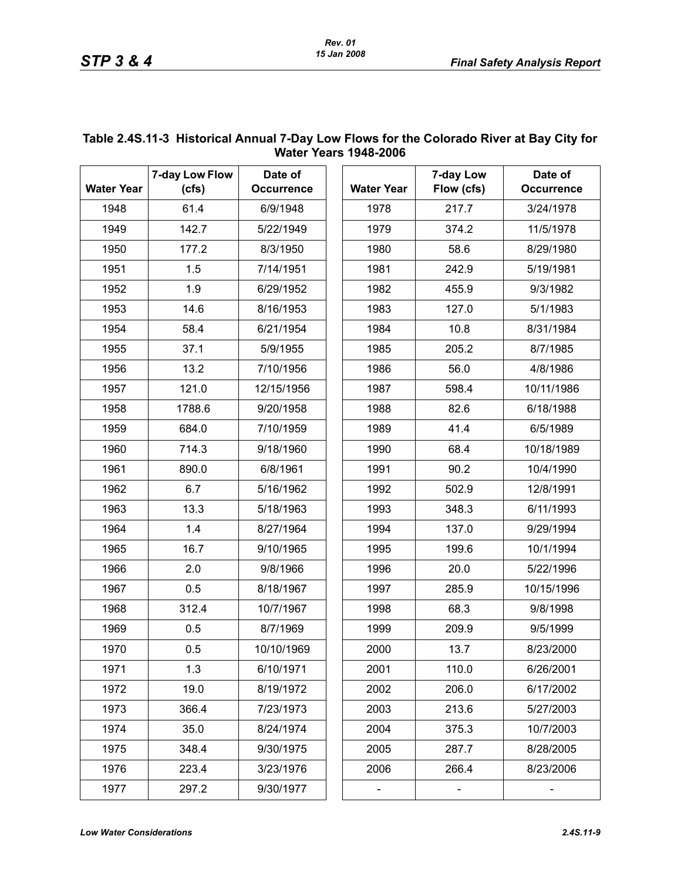**Table 2.4S.11-3 Historical Annual 7-Day Low Flows for the Colorado River at Bay City for Water Years 1948-2006**

| Water Year | 7-day Low Flow (cfs) | Date of Occurrence | Water Year | 7-day Low Flow (cfs) | Date of Occurrence |
|---|---|---|---|---|---|
| 1948 | 61.4 | 6/9/1948 | 1978 | 217.7 | 3/24/1978 |
| 1949 | 142.7 | 5/22/1949 | 1979 | 374.2 | 11/5/1978 |
| 1950 | 177.2 | 8/3/1950 | 1980 | 58.6 | 8/29/1980 |
| 1951 | 1.5 | 7/14/1951 | 1981 | 242.9 | 5/19/1981 |
| 1952 | 1.9 | 6/29/1952 | 1982 | 455.9 | 9/3/1982 |
| 1953 | 14.6 | 8/16/1953 | 1983 | 127.0 | 5/1/1983 |
| 1954 | 58.4 | 6/21/1954 | 1984 | 10.8 | 8/31/1984 |
| 1955 | 37.1 | 5/9/1955 | 1985 | 205.2 | 8/7/1985 |
| 1956 | 13.2 | 7/10/1956 | 1986 | 56.0 | 4/8/1986 |
| 1957 | 121.0 | 12/15/1956 | 1987 | 598.4 | 10/11/1986 |
| 1958 | 1788.6 | 9/20/1958 | 1988 | 82.6 | 6/18/1988 |
| 1959 | 684.0 | 7/10/1959 | 1989 | 41.4 | 6/5/1989 |
| 1960 | 714.3 | 9/18/1960 | 1990 | 68.4 | 10/18/1989 |
| 1961 | 890.0 | 6/8/1961 | 1991 | 90.2 | 10/4/1990 |
| 1962 | 6.7 | 5/16/1962 | 1992 | 502.9 | 12/8/1991 |
| 1963 | 13.3 | 5/18/1963 | 1993 | 348.3 | 6/11/1993 |
| 1964 | 1.4 | 8/27/1964 | 1994 | 137.0 | 9/29/1994 |
| 1965 | 16.7 | 9/10/1965 | 1995 | 199.6 | 10/1/1994 |
| 1966 | 2.0 | 9/8/1966 | 1996 | 20.0 | 5/22/1996 |
| 1967 | 0.5 | 8/18/1967 | 1997 | 285.9 | 10/15/1996 |
| 1968 | 312.4 | 10/7/1967 | 1998 | 68.3 | 9/8/1998 |
| 1969 | 0.5 | 8/7/1969 | 1999 | 209.9 | 9/5/1999 |
| 1970 | 0.5 | 10/10/1969 | 2000 | 13.7 | 8/23/2000 |
| 1971 | 1.3 | 6/10/1971 | 2001 | 110.0 | 6/26/2001 |
| 1972 | 19.0 | 8/19/1972 | 2002 | 206.0 | 6/17/2002 |
| 1973 | 366.4 | 7/23/1973 | 2003 | 213.6 | 5/27/2003 |
| 1974 | 35.0 | 8/24/1974 | 2004 | 375.3 | 10/7/2003 |
| 1975 | 348.4 | 9/30/1975 | 2005 | 287.7 | 8/28/2005 |
| 1976 | 223.4 | 3/23/1976 | 2006 | 266.4 | 8/23/2006 |
| 1977 | 297.2 | 9/30/1977 | - | - | - |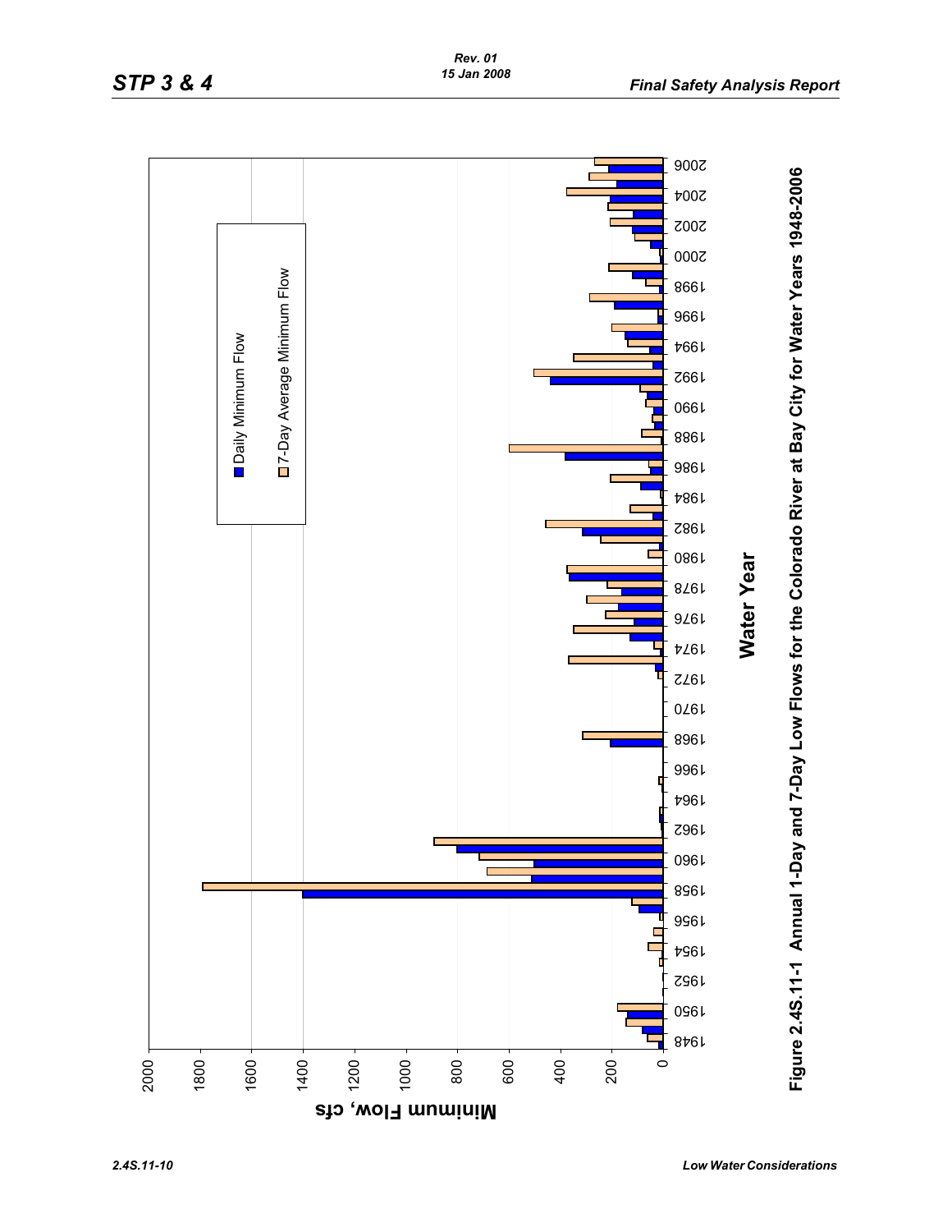Daily Minimum Flow

7-Day Average Minimum Flow

Minimum Flow, cfs

2000
1800
1600
1400
1200
1000
800
600
400
200
0

Water Year

1948
1950
1952
1954
1956
1958
1960
1962
1964
1966
1968
1970
1972
1974
1976
1978
1980
1982
1984
1986
1988
1990
1992
1994
1996
1998
2000
2002
2004
2006

Figure 2.4S.11-1 Annual 1-Day and 7-Day Low Flows for the Colorado River at Bay City for Water Years 1948-2006